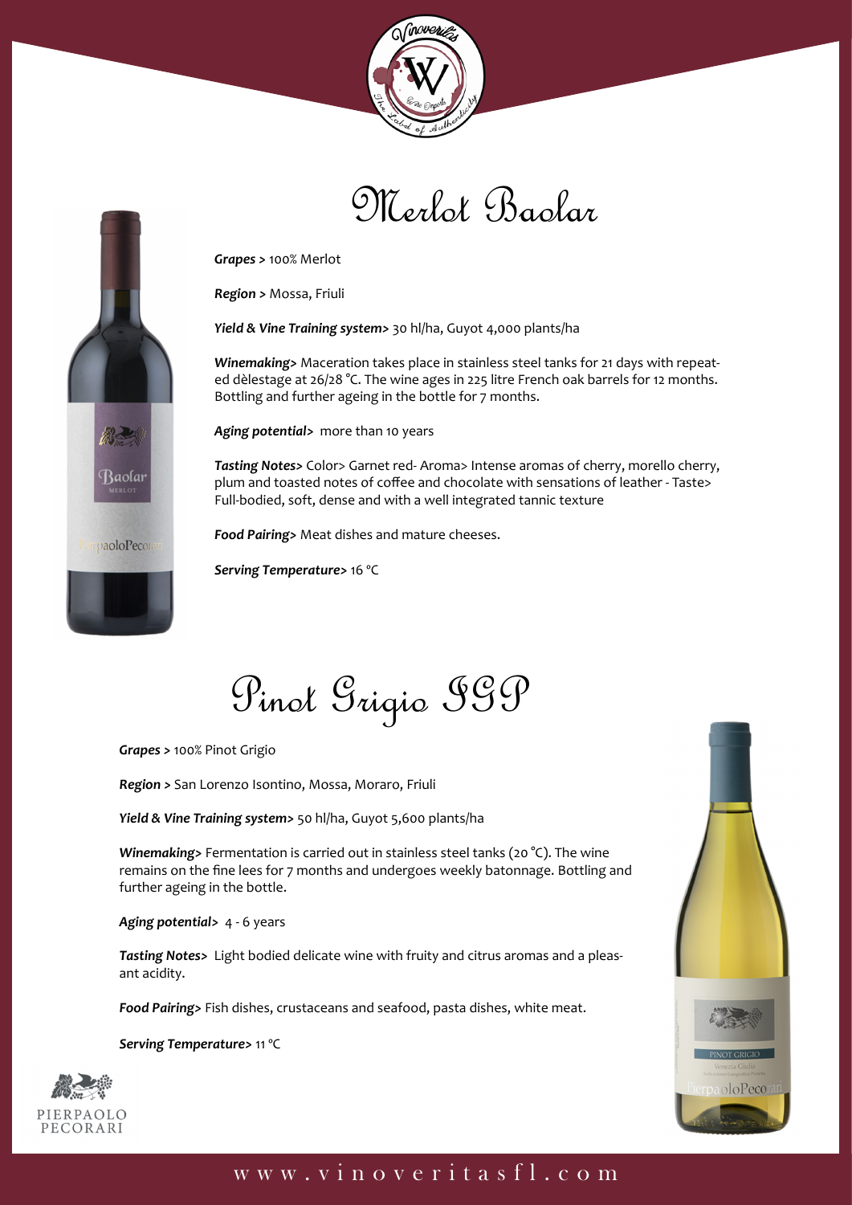# Merlot Baolar

***Grapes >*** 100% Merlot

***Region >*** Mossa, Friuli

***Yield & Vine Training system>*** 30 hl/ha, Guyot 4,000 plants/ha

***Winemaking>*** Maceration takes place in stainless steel tanks for 21 days with repeated dèlestage at 26/28 °C. The wine ages in 225 litre French oak barrels for 12 months. Bottling and further ageing in the bottle for 7 months.

***Aging potential>*** more than 10 years

***Tasting Notes>*** Color> Garnet red- Aroma> Intense aromas of cherry, morello cherry, plum and toasted notes of coffee and chocolate with sensations of leather - Taste> Full-bodied, soft, dense and with a well integrated tannic texture

***Food Pairing>*** Meat dishes and mature cheeses.

***Serving Temperature>*** 16 °C

# Pinot Grigio IGP

***Grapes >*** 100% Pinot Grigio

***Region >*** San Lorenzo Isontino, Mossa, Moraro, Friuli

***Yield & Vine Training system>*** 50 hl/ha, Guyot 5,600 plants/ha

***Winemaking>*** Fermentation is carried out in stainless steel tanks (20 °C). The wine remains on the fine lees for 7 months and undergoes weekly batonnage. Bottling and further ageing in the bottle.

***Aging potential>*** 4 - 6 years

***Tasting Notes>*** Light bodied delicate wine with fruity and citrus aromas and a pleasant acidity.

***Food Pairing>*** Fish dishes, crustaceans and seafood, pasta dishes, white meat.

***Serving Temperature>*** 11 °C

PIERPAOLO PECORARI

www.vinoveritasfl.com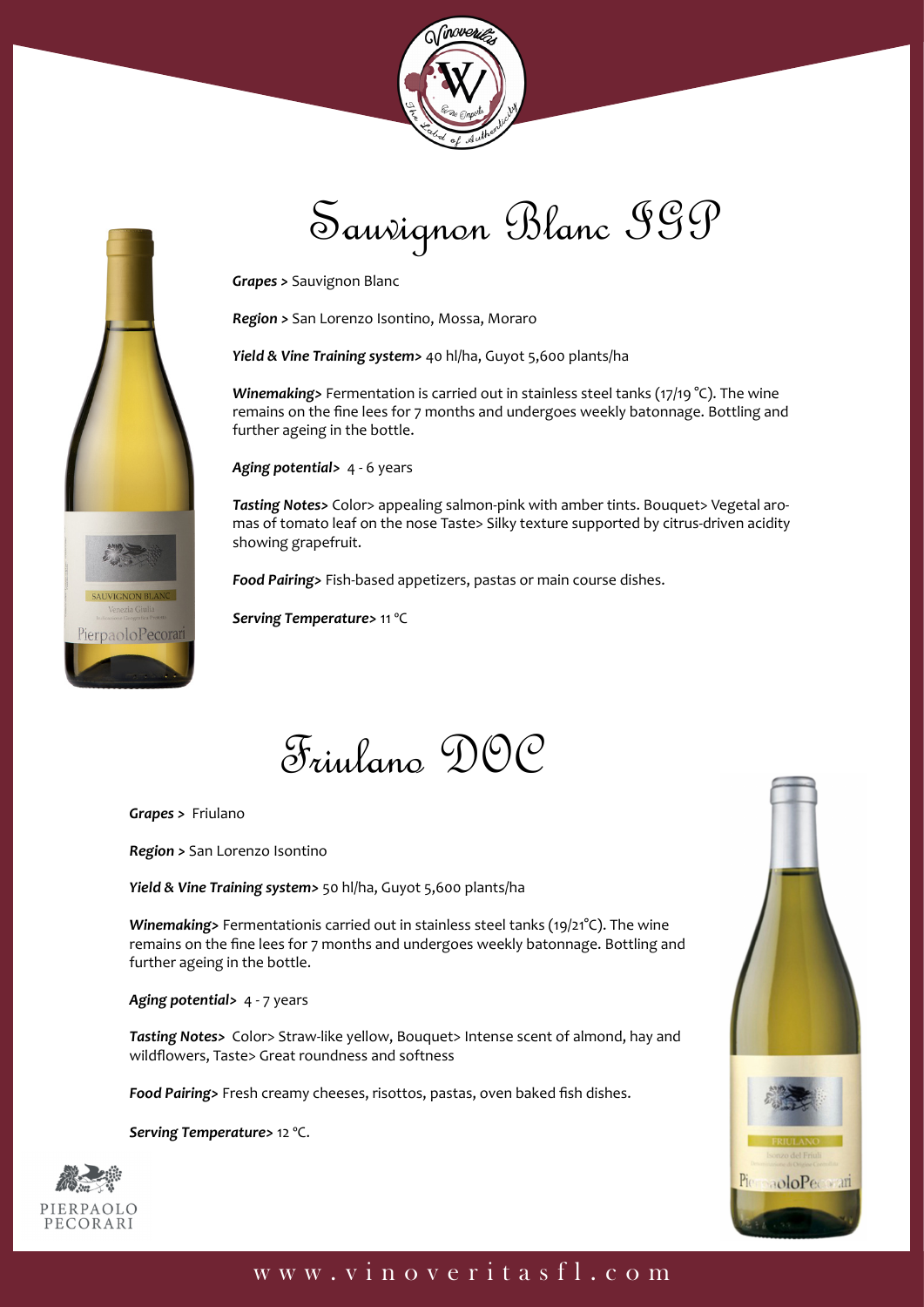# Sauvignon Blanc IGP

***Grapes >*** Sauvignon Blanc

***Region >*** San Lorenzo Isontino, Mossa, Moraro

***Yield & Vine Training system>*** 40 hl/ha, Guyot 5,600 plants/ha

***Winemaking>*** Fermentation is carried out in stainless steel tanks (17/19 °C). The wine remains on the fine lees for 7 months and undergoes weekly batonnage. Bottling and further ageing in the bottle.

***Aging potential>*** 4 - 6 years

***Tasting Notes>*** Color> appealing salmon-pink with amber tints. Bouquet> Vegetal aromas of tomato leaf on the nose Taste> Silky texture supported by citrus-driven acidity showing grapefruit.

***Food Pairing>*** Fish-based appetizers, pastas or main course dishes.

***Serving Temperature>*** 11 °C

# Friulano DOC

***Grapes >*** Friulano

***Region >*** San Lorenzo Isontino

***Yield & Vine Training system>*** 50 hl/ha, Guyot 5,600 plants/ha

***Winemaking>*** Fermentationis carried out in stainless steel tanks (19/21°C). The wine remains on the fine lees for 7 months and undergoes weekly batonnage. Bottling and further ageing in the bottle.

***Aging potential>*** 4 - 7 years

***Tasting Notes>*** Color> Straw-like yellow, Bouquet> Intense scent of almond, hay and wildflowers, Taste> Great roundness and softness

***Food Pairing>*** Fresh creamy cheeses, risottos, pastas, oven baked fish dishes.

***Serving Temperature>*** 12 °C.

PIERPAOLO PECORARI

www.vinoveritasfl.com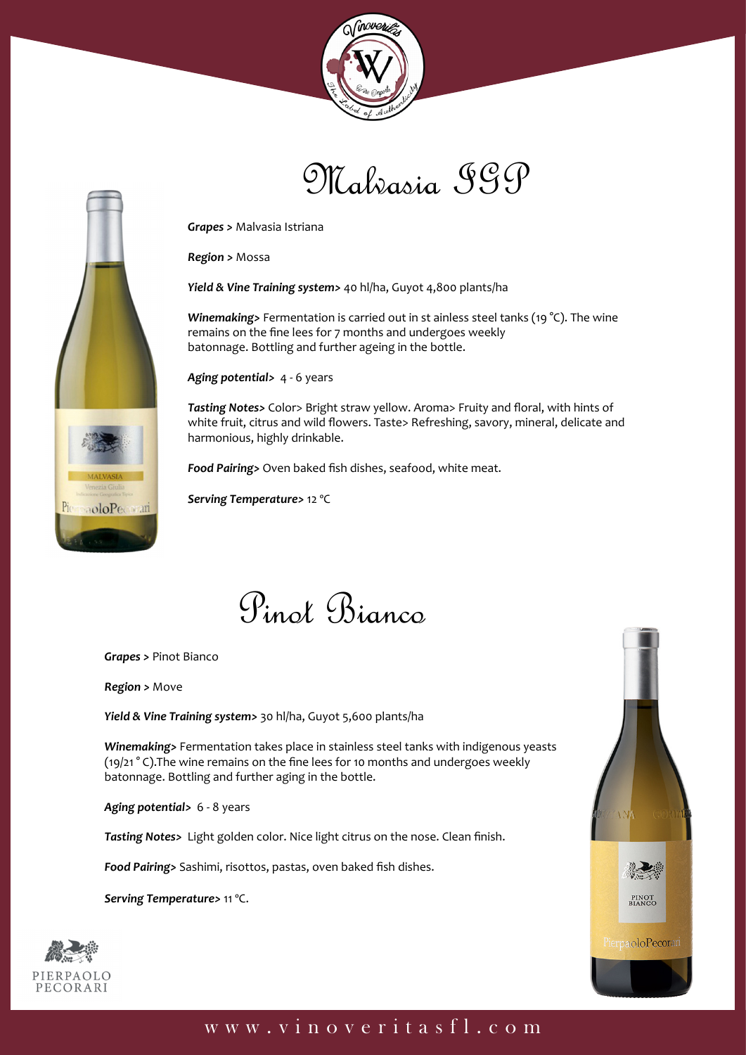# Malvasia IGP

***Grapes >*** Malvasia Istriana

***Region >*** Mossa

***Yield & Vine Training system>*** 40 hl/ha, Guyot 4,800 plants/ha

***Winemaking>*** Fermentation is carried out in st ainless steel tanks (19 °C). The wine remains on the fine lees for 7 months and undergoes weekly batonnage. Bottling and further ageing in the bottle.

***Aging potential>*** 4 - 6 years

***Tasting Notes>*** Color> Bright straw yellow. Aroma> Fruity and floral, with hints of white fruit, citrus and wild flowers. Taste> Refreshing, savory, mineral, delicate and harmonious, highly drinkable.

***Food Pairing>*** Oven baked fish dishes, seafood, white meat.

***Serving Temperature>*** 12 °C

# Pinot Bianco

***Grapes >*** Pinot Bianco

***Region >*** Move

***Yield & Vine Training system>*** 30 hl/ha, Guyot 5,600 plants/ha

***Winemaking>*** Fermentation takes place in stainless steel tanks with indigenous yeasts (19/21 ° C).The wine remains on the fine lees for 10 months and undergoes weekly batonnage. Bottling and further aging in the bottle.

***Aging potential>*** 6 - 8 years

***Tasting Notes>*** Light golden color. Nice light citrus on the nose. Clean finish.

***Food Pairing>*** Sashimi, risottos, pastas, oven baked fish dishes.

***Serving Temperature>*** 11 °C.

PIERPAOLO PECORARI

www.vinoveritasfl.com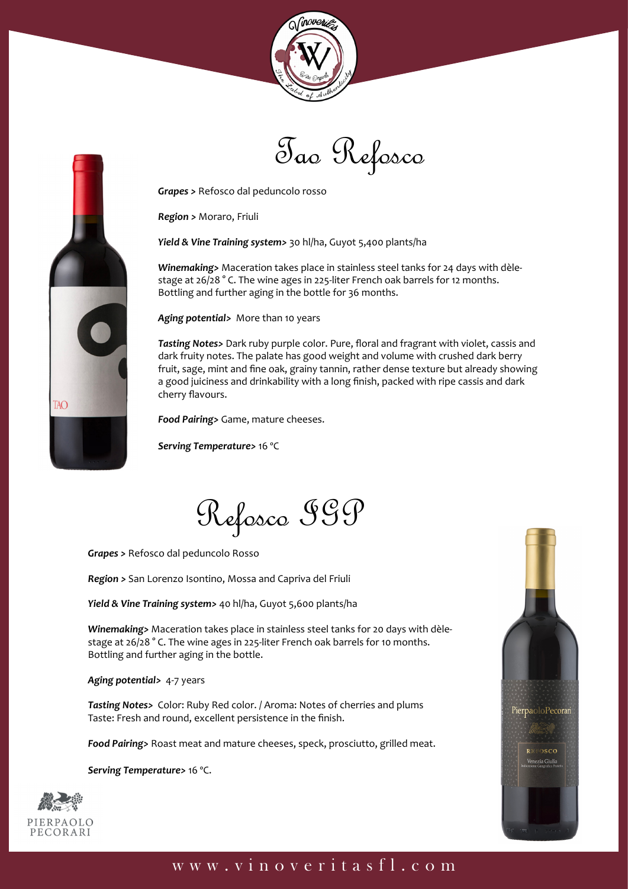# Tao Refosco

***Grapes >*** Refosco dal peduncolo rosso

***Region >*** Moraro, Friuli

***Yield & Vine Training system>*** 30 hl/ha, Guyot 5,400 plants/ha

***Winemaking>*** Maceration takes place in stainless steel tanks for 24 days with dèle-stage at 26/28 ° C. The wine ages in 225-liter French oak barrels for 12 months. Bottling and further aging in the bottle for 36 months.

***Aging potential>*** More than 10 years

***Tasting Notes>*** Dark ruby purple color. Pure, floral and fragrant with violet, cassis and dark fruity notes. The palate has good weight and volume with crushed dark berry fruit, sage, mint and fine oak, grainy tannin, rather dense texture but already showing a good juiciness and drinkability with a long finish, packed with ripe cassis and dark cherry flavours.

***Food Pairing>*** Game, mature cheeses.

***Serving Temperature>*** 16 °C

# Refosco IGP

***Grapes >*** Refosco dal peduncolo Rosso

***Region >*** San Lorenzo Isontino, Mossa and Capriva del Friuli

***Yield & Vine Training system>*** 40 hl/ha, Guyot 5,600 plants/ha

***Winemaking>*** Maceration takes place in stainless steel tanks for 20 days with dèle-stage at 26/28 ° C. The wine ages in 225-liter French oak barrels for 10 months. Bottling and further aging in the bottle.

***Aging potential>*** 4-7 years

***Tasting Notes>*** Color: Ruby Red color. / Aroma: Notes of cherries and plums
Taste: Fresh and round, excellent persistence in the finish.

***Food Pairing>*** Roast meat and mature cheeses, speck, prosciutto, grilled meat.

***Serving Temperature>*** 16 °C.

PIERPAOLO PECORARI

www.vinoveritasfl.com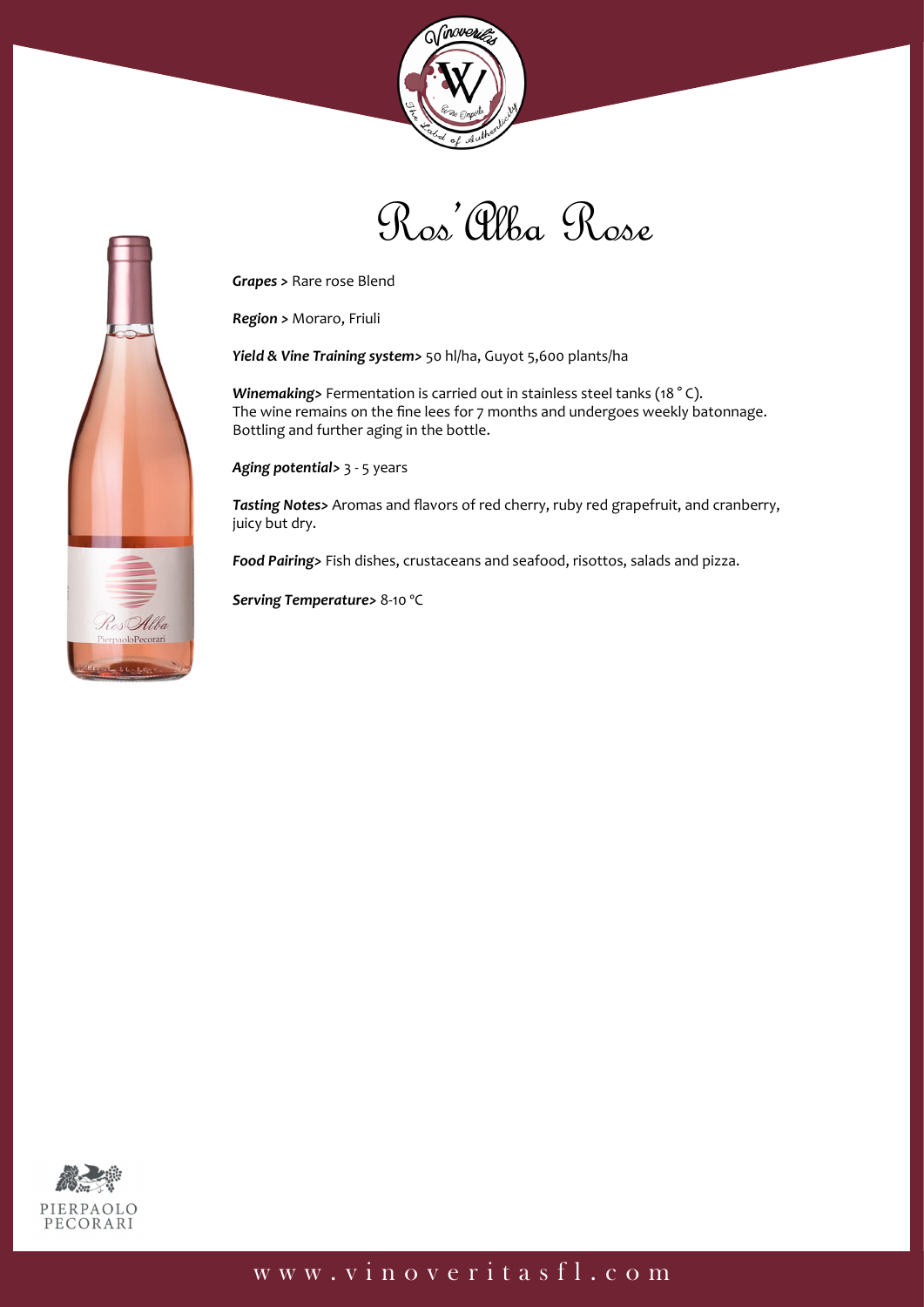# Ros'Alba Rose

***Grapes >*** Rare rose Blend

***Region >*** Moraro, Friuli

***Yield & Vine Training system>*** 50 hl/ha, Guyot 5,600 plants/ha

***Winemaking>*** Fermentation is carried out in stainless steel tanks (18 ° C).
The wine remains on the fine lees for 7 months and undergoes weekly batonnage.
Bottling and further aging in the bottle.

***Aging potential>*** 3 - 5 years

***Tasting Notes>*** Aromas and flavors of red cherry, ruby red grapefruit, and cranberry, juicy but dry.

***Food Pairing>*** Fish dishes, crustaceans and seafood, risottos, salads and pizza.

***Serving Temperature>*** 8-10 °C